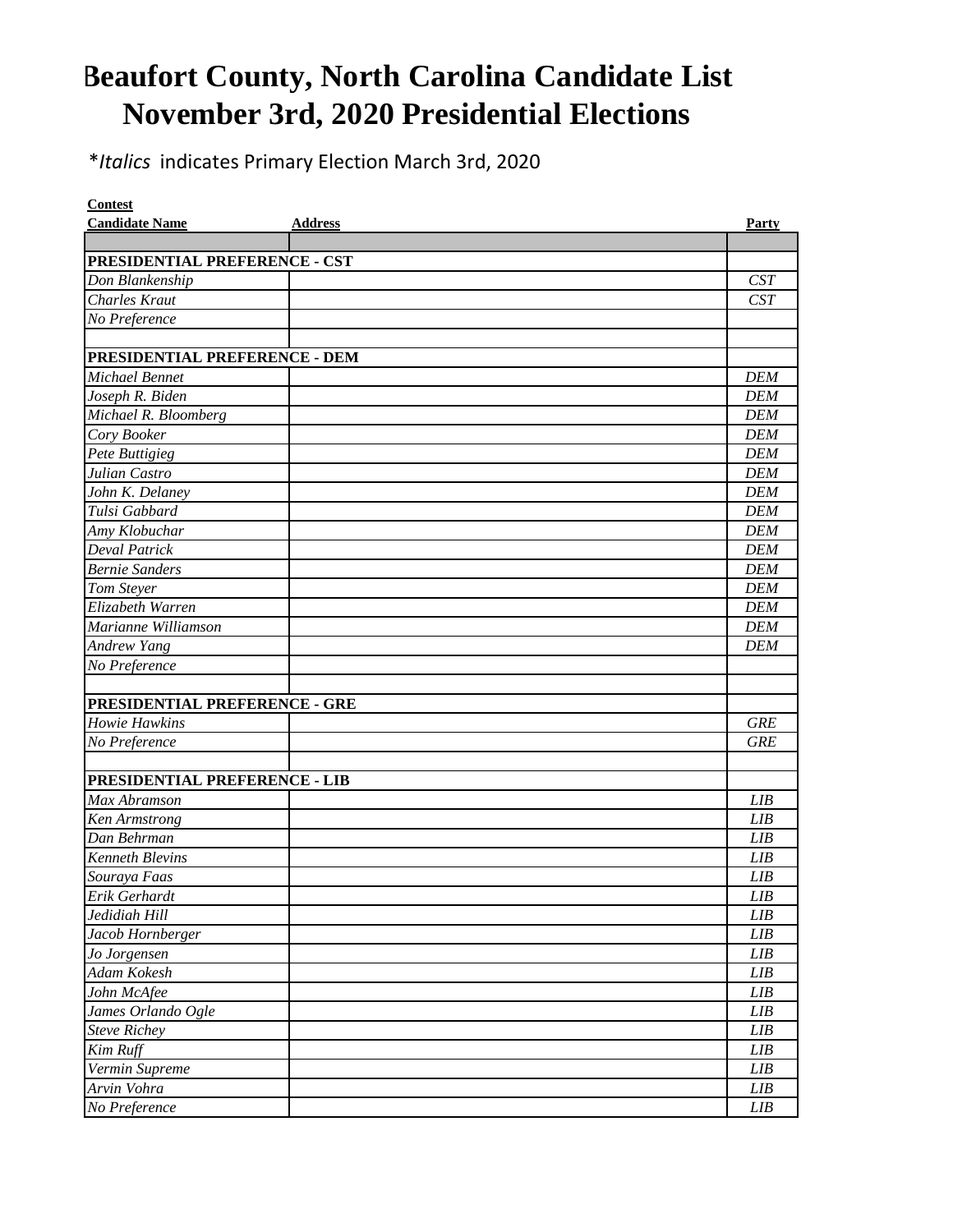# Beaufort County, North Carolina Candidate List
# November 3rd, 2020 Presidential Elections

\**Italics* indicates Primary Election March 3rd, 2020

| **Contest**<br>**Candidate Name** | **Address** | **Party** |
|---|---|---|
| | | |
| **PRESIDENTIAL PREFERENCE - CST** | | |
| *Don Blankenship* | | *CST* |
| *Charles Kraut* | | *CST* |
| *No Preference* | | |
| | | |
| **PRESIDENTIAL PREFERENCE - DEM** | | |
| *Michael Bennet* | | *DEM* |
| *Joseph R. Biden* | | *DEM* |
| *Michael R. Bloomberg* | | *DEM* |
| *Cory Booker* | | *DEM* |
| *Pete Buttigieg* | | *DEM* |
| *Julian Castro* | | *DEM* |
| *John K. Delaney* | | *DEM* |
| *Tulsi Gabbard* | | *DEM* |
| *Amy Klobuchar* | | *DEM* |
| *Deval Patrick* | | *DEM* |
| *Bernie Sanders* | | *DEM* |
| *Tom Steyer* | | *DEM* |
| *Elizabeth Warren* | | *DEM* |
| *Marianne Williamson* | | *DEM* |
| *Andrew Yang* | | *DEM* |
| *No Preference* | | |
| | | |
| **PRESIDENTIAL PREFERENCE - GRE** | | |
| *Howie Hawkins* | | *GRE* |
| *No Preference* | | *GRE* |
| | | |
| **PRESIDENTIAL PREFERENCE - LIB** | | |
| *Max Abramson* | | *LIB* |
| *Ken Armstrong* | | *LIB* |
| *Dan Behrman* | | *LIB* |
| *Kenneth Blevins* | | *LIB* |
| *Souraya Faas* | | *LIB* |
| *Erik Gerhardt* | | *LIB* |
| *Jedidiah Hill* | | *LIB* |
| *Jacob Hornberger* | | *LIB* |
| *Jo Jorgensen* | | *LIB* |
| *Adam Kokesh* | | *LIB* |
| *John McAfee* | | *LIB* |
| *James Orlando Ogle* | | *LIB* |
| *Steve Richey* | | *LIB* |
| *Kim Ruff* | | *LIB* |
| *Vermin Supreme* | | *LIB* |
| *Arvin Vohra* | | *LIB* |
| *No Preference* | | *LIB* |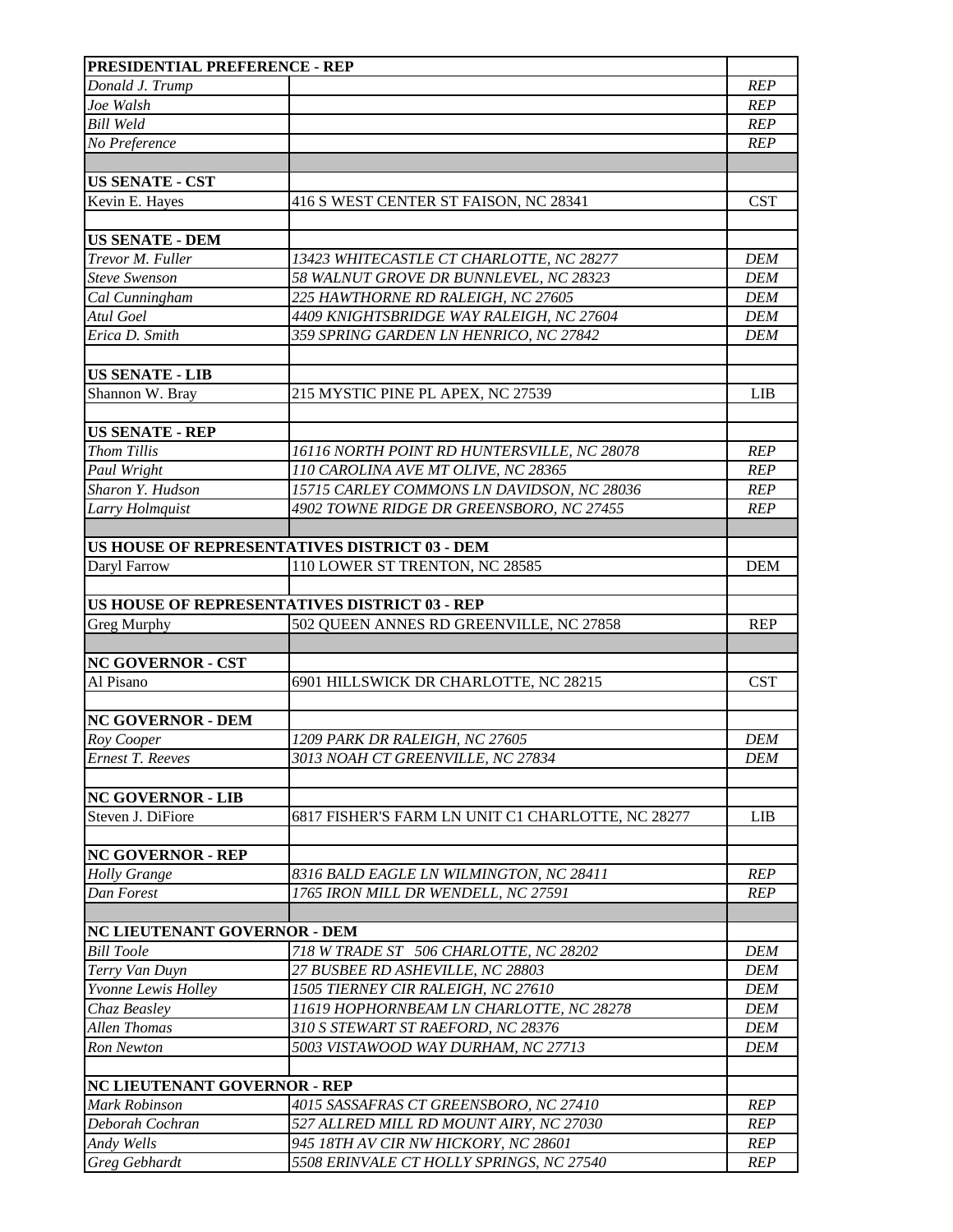| PRESIDENTIAL PREFERENCE - REP | | |
|---|---|---|
| *Donald J. Trump* | | *REP* |
| *Joe Walsh* | | *REP* |
| *Bill Weld* | | *REP* |
| *No Preference* | | *REP* |
| | | |
| **US SENATE - CST** | | |
| Kevin E. Hayes | 416 S WEST CENTER ST FAISON, NC 28341 | CST |
| | | |
| **US SENATE - DEM** | | |
| *Trevor M. Fuller* | *13423 WHITECASTLE CT CHARLOTTE, NC 28277* | *DEM* |
| *Steve Swenson* | *58 WALNUT GROVE DR BUNNLEVEL, NC 28323* | *DEM* |
| *Cal Cunningham* | *225 HAWTHORNE RD RALEIGH, NC 27605* | *DEM* |
| *Atul Goel* | *4409 KNIGHTSBRIDGE WAY RALEIGH, NC 27604* | *DEM* |
| *Erica D. Smith* | *359 SPRING GARDEN LN HENRICO, NC 27842* | *DEM* |
| | | |
| **US SENATE - LIB** | | |
| Shannon W. Bray | 215 MYSTIC PINE PL APEX, NC 27539 | LIB |
| | | |
| **US SENATE - REP** | | |
| *Thom Tillis* | *16116 NORTH POINT RD HUNTERSVILLE, NC 28078* | *REP* |
| *Paul Wright* | *110 CAROLINA AVE MT OLIVE, NC 28365* | *REP* |
| *Sharon Y. Hudson* | *15715 CARLEY COMMONS LN DAVIDSON, NC 28036* | *REP* |
| *Larry Holmquist* | *4902 TOWNE RIDGE DR GREENSBORO, NC 27455* | *REP* |
| | | |
| **US HOUSE OF REPRESENTATIVES DISTRICT 03 - DEM** | | |
| Daryl Farrow | 110 LOWER ST TRENTON, NC 28585 | DEM |
| | | |
| **US HOUSE OF REPRESENTATIVES DISTRICT 03 - REP** | | |
| Greg Murphy | 502 QUEEN ANNES RD GREENVILLE, NC 27858 | REP |
| | | |
| **NC GOVERNOR - CST** | | |
| Al Pisano | 6901 HILLSWICK DR CHARLOTTE, NC 28215 | CST |
| | | |
| **NC GOVERNOR - DEM** | | |
| *Roy Cooper* | *1209 PARK DR RALEIGH, NC 27605* | *DEM* |
| *Ernest T. Reeves* | *3013 NOAH CT GREENVILLE, NC 27834* | *DEM* |
| | | |
| **NC GOVERNOR - LIB** | | |
| Steven J. DiFiore | 6817 FISHER'S FARM LN UNIT C1 CHARLOTTE, NC 28277 | LIB |
| | | |
| **NC GOVERNOR - REP** | | |
| *Holly Grange* | *8316 BALD EAGLE LN WILMINGTON, NC 28411* | *REP* |
| *Dan Forest* | *1765 IRON MILL DR WENDELL, NC 27591* | *REP* |
| | | |
| **NC LIEUTENANT GOVERNOR - DEM** | | |
| *Bill Toole* | *718 W TRADE ST 506 CHARLOTTE, NC 28202* | *DEM* |
| *Terry Van Duyn* | *27 BUSBEE RD ASHEVILLE, NC 28803* | *DEM* |
| *Yvonne Lewis Holley* | *1505 TIERNEY CIR RALEIGH, NC 27610* | *DEM* |
| *Chaz Beasley* | *11619 HOPHORNBEAM LN CHARLOTTE, NC 28278* | *DEM* |
| *Allen Thomas* | *310 S STEWART ST RAEFORD, NC 28376* | *DEM* |
| *Ron Newton* | *5003 VISTAWOOD WAY DURHAM, NC 27713* | *DEM* |
| | | |
| **NC LIEUTENANT GOVERNOR - REP** | | |
| *Mark Robinson* | *4015 SASSAFRAS CT GREENSBORO, NC 27410* | *REP* |
| *Deborah Cochran* | *527 ALLRED MILL RD MOUNT AIRY, NC 27030* | *REP* |
| *Andy Wells* | *945 18TH AV CIR NW HICKORY, NC 28601* | *REP* |
| *Greg Gebhardt* | *5508 ERINVALE CT HOLLY SPRINGS, NC 27540* | *REP* |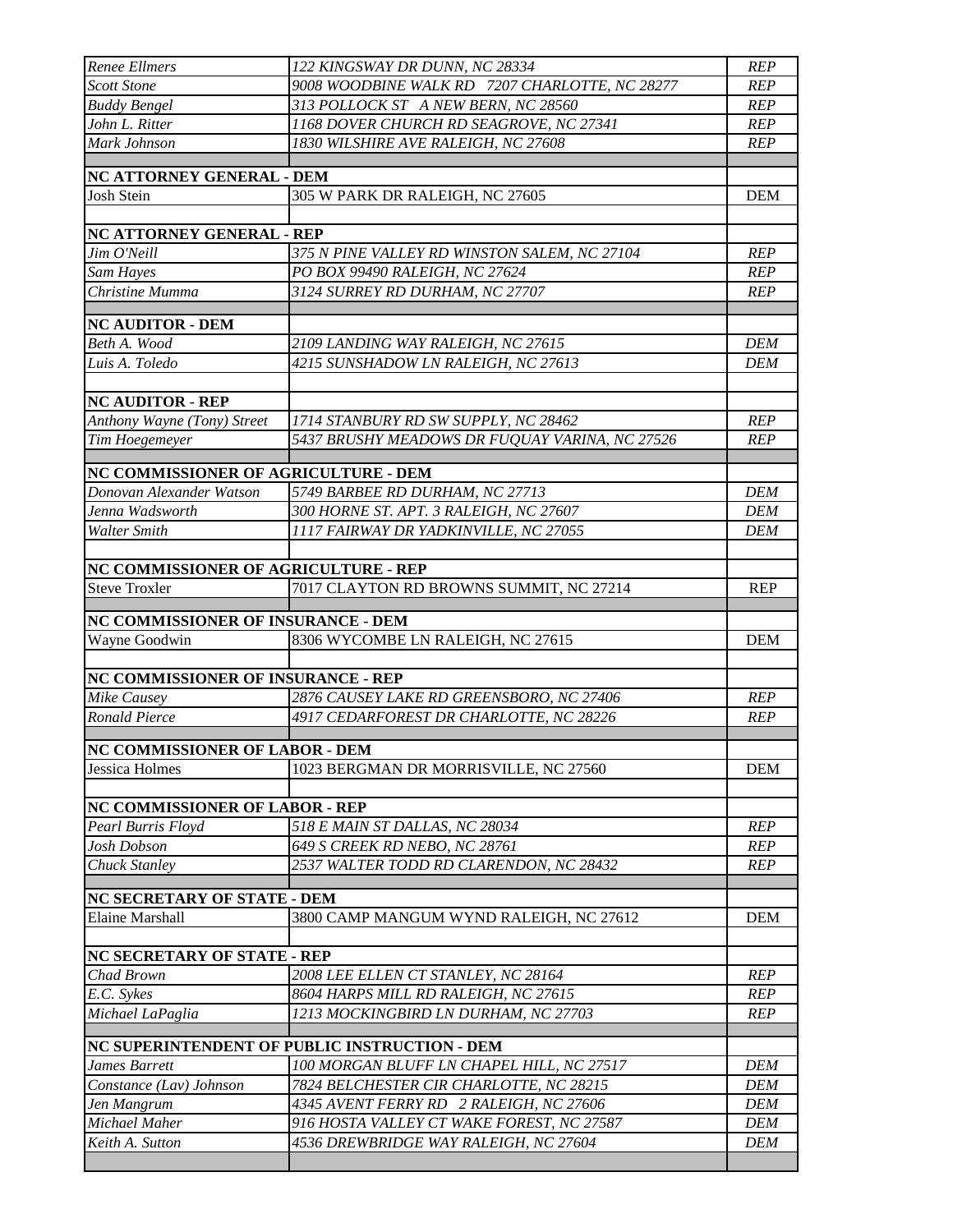| | | |
|---|---|---|
| *Renee Ellmers* | *122 KINGSWAY DR DUNN, NC 28334* | *REP* |
| *Scott Stone* | *9008 WOODBINE WALK RD 7207 CHARLOTTE, NC 28277* | *REP* |
| *Buddy Bengel* | *313 POLLOCK ST A NEW BERN, NC 28560* | *REP* |
| *John L. Ritter* | *1168 DOVER CHURCH RD SEAGROVE, NC 27341* | *REP* |
| *Mark Johnson* | *1830 WILSHIRE AVE RALEIGH, NC 27608* | *REP* |
| | | |
| **NC ATTORNEY GENERAL - DEM** | | |
| Josh Stein | 305 W PARK DR RALEIGH, NC 27605 | DEM |
| | | |
| **NC ATTORNEY GENERAL - REP** | | |
| *Jim O'Neill* | *375 N PINE VALLEY RD WINSTON SALEM, NC 27104* | *REP* |
| *Sam Hayes* | *PO BOX 99490 RALEIGH, NC 27624* | *REP* |
| *Christine Mumma* | *3124 SURREY RD DURHAM, NC 27707* | *REP* |
| | | |
| **NC AUDITOR - DEM** | | |
| *Beth A. Wood* | *2109 LANDING WAY RALEIGH, NC 27615* | *DEM* |
| *Luis A. Toledo* | *4215 SUNSHADOW LN RALEIGH, NC 27613* | *DEM* |
| | | |
| **NC AUDITOR - REP** | | |
| *Anthony Wayne (Tony) Street* | *1714 STANBURY RD SW SUPPLY, NC 28462* | *REP* |
| *Tim Hoegemeyer* | *5437 BRUSHY MEADOWS DR FUQUAY VARINA, NC 27526* | *REP* |
| | | |
| **NC COMMISSIONER OF AGRICULTURE - DEM** | | |
| *Donovan Alexander Watson* | *5749 BARBEE RD DURHAM, NC 27713* | *DEM* |
| *Jenna Wadsworth* | *300 HORNE ST. APT. 3 RALEIGH, NC 27607* | *DEM* |
| *Walter Smith* | *1117 FAIRWAY DR YADKINVILLE, NC 27055* | *DEM* |
| | | |
| **NC COMMISSIONER OF AGRICULTURE - REP** | | |
| Steve Troxler | 7017 CLAYTON RD BROWNS SUMMIT, NC 27214 | REP |
| | | |
| **NC COMMISSIONER OF INSURANCE - DEM** | | |
| Wayne Goodwin | 8306 WYCOMBE LN RALEIGH, NC 27615 | DEM |
| | | |
| **NC COMMISSIONER OF INSURANCE - REP** | | |
| *Mike Causey* | *2876 CAUSEY LAKE RD GREENSBORO, NC 27406* | *REP* |
| *Ronald Pierce* | *4917 CEDARFOREST DR CHARLOTTE, NC 28226* | *REP* |
| | | |
| **NC COMMISSIONER OF LABOR - DEM** | | |
| Jessica Holmes | 1023 BERGMAN DR MORRISVILLE, NC 27560 | DEM |
| | | |
| **NC COMMISSIONER OF LABOR - REP** | | |
| *Pearl Burris Floyd* | *518 E MAIN ST DALLAS, NC 28034* | *REP* |
| *Josh Dobson* | *649 S CREEK RD NEBO, NC 28761* | *REP* |
| *Chuck Stanley* | *2537 WALTER TODD RD CLARENDON, NC 28432* | *REP* |
| | | |
| **NC SECRETARY OF STATE - DEM** | | |
| Elaine Marshall | 3800 CAMP MANGUM WYND RALEIGH, NC 27612 | DEM |
| | | |
| **NC SECRETARY OF STATE - REP** | | |
| *Chad Brown* | *2008 LEE ELLEN CT STANLEY, NC 28164* | *REP* |
| *E.C. Sykes* | *8604 HARPS MILL RD RALEIGH, NC 27615* | *REP* |
| *Michael LaPaglia* | *1213 MOCKINGBIRD LN DURHAM, NC 27703* | *REP* |
| | | |
| **NC SUPERINTENDENT OF PUBLIC INSTRUCTION - DEM** | | |
| *James Barrett* | *100 MORGAN BLUFF LN CHAPEL HILL, NC 27517* | *DEM* |
| *Constance (Lav) Johnson* | *7824 BELCHESTER CIR CHARLOTTE, NC 28215* | *DEM* |
| *Jen Mangrum* | *4345 AVENT FERRY RD 2 RALEIGH, NC 27606* | *DEM* |
| *Michael Maher* | *916 HOSTA VALLEY CT WAKE FOREST, NC 27587* | *DEM* |
| *Keith A. Sutton* | *4536 DREWBRIDGE WAY RALEIGH, NC 27604* | *DEM* |
| | | |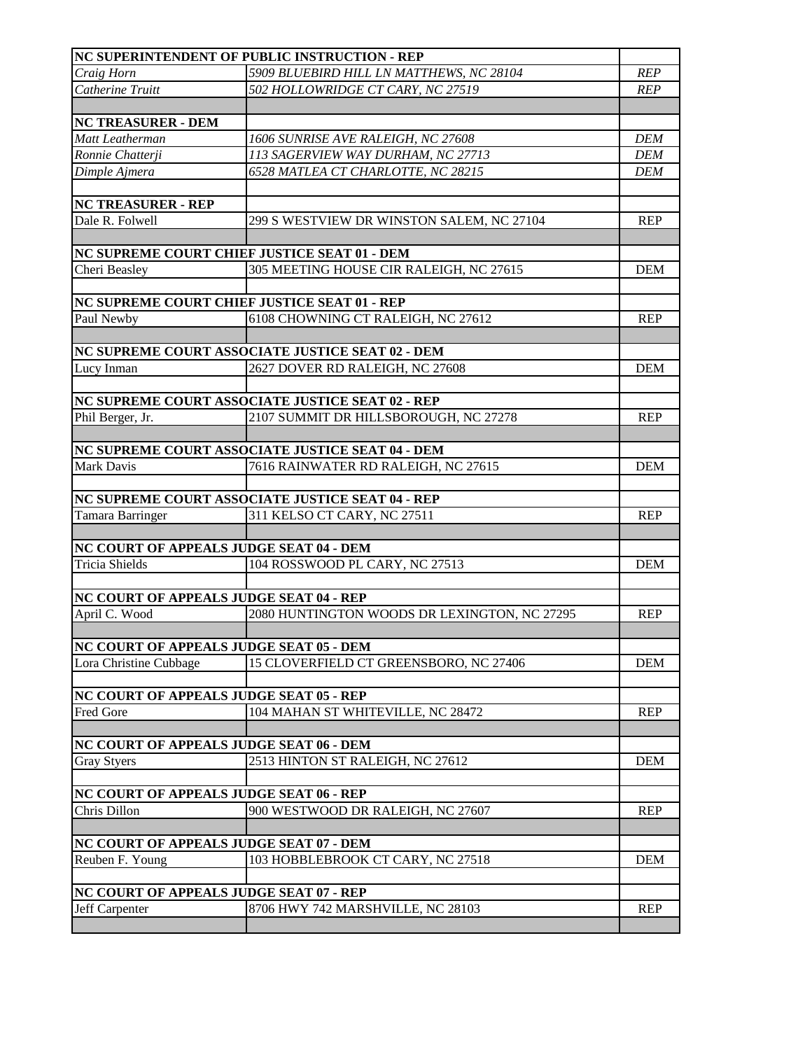| NC SUPERINTENDENT OF PUBLIC INSTRUCTION - REP | | |
|---|---|---|
| *Craig Horn* | *5909 BLUEBIRD HILL LN MATTHEWS, NC 28104* | *REP* |
| *Catherine Truitt* | *502 HOLLOWRIDGE CT CARY, NC 27519* | *REP* |
| | | |
| **NC TREASURER - DEM** | | |
| *Matt Leatherman* | *1606 SUNRISE AVE RALEIGH, NC 27608* | *DEM* |
| *Ronnie Chatterji* | *113 SAGERVIEW WAY DURHAM, NC 27713* | *DEM* |
| *Dimple Ajmera* | *6528 MATLEA CT CHARLOTTE, NC 28215* | *DEM* |
| | | |
| **NC TREASURER - REP** | | |
| Dale R. Folwell | 299 S WESTVIEW DR WINSTON SALEM, NC 27104 | REP |
| | | |
| **NC SUPREME COURT CHIEF JUSTICE SEAT 01 - DEM** | | |
| Cheri Beasley | 305 MEETING HOUSE CIR RALEIGH, NC 27615 | DEM |
| | | |
| **NC SUPREME COURT CHIEF JUSTICE SEAT 01 - REP** | | |
| Paul Newby | 6108 CHOWNING CT RALEIGH, NC 27612 | REP |
| | | |
| **NC SUPREME COURT ASSOCIATE JUSTICE SEAT 02 - DEM** | | |
| Lucy Inman | 2627 DOVER RD RALEIGH, NC 27608 | DEM |
| | | |
| **NC SUPREME COURT ASSOCIATE JUSTICE SEAT 02 - REP** | | |
| Phil Berger, Jr. | 2107 SUMMIT DR HILLSBOROUGH, NC 27278 | REP |
| | | |
| **NC SUPREME COURT ASSOCIATE JUSTICE SEAT 04 - DEM** | | |
| Mark Davis | 7616 RAINWATER RD RALEIGH, NC 27615 | DEM |
| | | |
| **NC SUPREME COURT ASSOCIATE JUSTICE SEAT 04 - REP** | | |
| Tamara Barringer | 311 KELSO CT CARY, NC 27511 | REP |
| | | |
| **NC COURT OF APPEALS JUDGE SEAT 04 - DEM** | | |
| Tricia Shields | 104 ROSSWOOD PL CARY, NC 27513 | DEM |
| | | |
| **NC COURT OF APPEALS JUDGE SEAT 04 - REP** | | |
| April C. Wood | 2080 HUNTINGTON WOODS DR LEXINGTON, NC 27295 | REP |
| | | |
| **NC COURT OF APPEALS JUDGE SEAT 05 - DEM** | | |
| Lora Christine Cubbage | 15 CLOVERFIELD CT GREENSBORO, NC 27406 | DEM |
| | | |
| **NC COURT OF APPEALS JUDGE SEAT 05 - REP** | | |
| Fred Gore | 104 MAHAN ST WHITEVILLE, NC 28472 | REP |
| | | |
| **NC COURT OF APPEALS JUDGE SEAT 06 - DEM** | | |
| Gray Styers | 2513 HINTON ST RALEIGH, NC 27612 | DEM |
| | | |
| **NC COURT OF APPEALS JUDGE SEAT 06 - REP** | | |
| Chris Dillon | 900 WESTWOOD DR RALEIGH, NC 27607 | REP |
| | | |
| **NC COURT OF APPEALS JUDGE SEAT 07 - DEM** | | |
| Reuben F. Young | 103 HOBBLEBROOK CT CARY, NC 27518 | DEM |
| | | |
| **NC COURT OF APPEALS JUDGE SEAT 07 - REP** | | |
| Jeff Carpenter | 8706 HWY 742 MARSHVILLE, NC 28103 | REP |
| | | |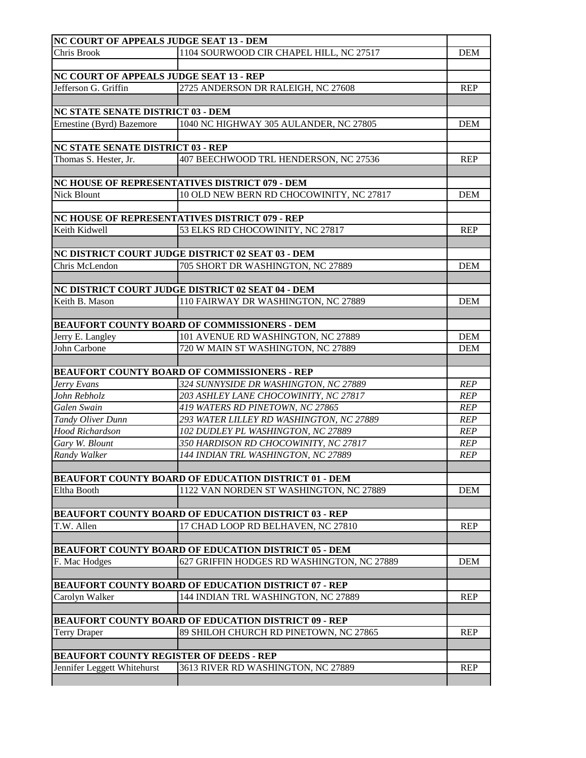| | | |
|---|---|---|
| **NC COURT OF APPEALS JUDGE SEAT 13 - DEM** | | |
| Chris Brook | 1104 SOURWOOD CIR CHAPEL HILL, NC 27517 | DEM |
| | | |
| **NC COURT OF APPEALS JUDGE SEAT 13 - REP** | | |
| Jefferson G. Griffin | 2725 ANDERSON DR RALEIGH, NC 27608 | REP |
| | | |
| **NC STATE SENATE DISTRICT 03 - DEM** | | |
| Ernestine (Byrd) Bazemore | 1040 NC HIGHWAY 305 AULANDER, NC 27805 | DEM |
| | | |
| **NC STATE SENATE DISTRICT 03 - REP** | | |
| Thomas S. Hester, Jr. | 407 BEECHWOOD TRL HENDERSON, NC 27536 | REP |
| | | |
| **NC HOUSE OF REPRESENTATIVES DISTRICT 079 - DEM** | | |
| Nick Blount | 10 OLD NEW BERN RD CHOCOWINITY, NC 27817 | DEM |
| | | |
| **NC HOUSE OF REPRESENTATIVES DISTRICT 079 - REP** | | |
| Keith Kidwell | 53 ELKS RD CHOCOWINITY, NC 27817 | REP |
| | | |
| **NC DISTRICT COURT JUDGE DISTRICT 02 SEAT 03 - DEM** | | |
| Chris McLendon | 705 SHORT DR WASHINGTON, NC 27889 | DEM |
| | | |
| **NC DISTRICT COURT JUDGE DISTRICT 02 SEAT 04 - DEM** | | |
| Keith B. Mason | 110 FAIRWAY DR WASHINGTON, NC 27889 | DEM |
| | | |
| **BEAUFORT COUNTY BOARD OF COMMISSIONERS - DEM** | | |
| Jerry E. Langley | 101 AVENUE RD WASHINGTON, NC 27889 | DEM |
| John Carbone | 720 W MAIN ST WASHINGTON, NC 27889 | DEM |
| | | |
| **BEAUFORT COUNTY BOARD OF COMMISSIONERS - REP** | | |
| *Jerry Evans* | *324 SUNNYSIDE DR WASHINGTON, NC 27889* | *REP* |
| *John Rebholz* | *203 ASHLEY LANE CHOCOWINITY, NC 27817* | *REP* |
| *Galen Swain* | *419 WATERS RD PINETOWN, NC 27865* | *REP* |
| *Tandy Oliver Dunn* | *293 WATER LILLEY RD WASHINGTON, NC 27889* | *REP* |
| *Hood Richardson* | *102 DUDLEY PL WASHINGTON, NC 27889* | *REP* |
| *Gary W. Blount* | *350 HARDISON RD CHOCOWINITY, NC 27817* | *REP* |
| *Randy Walker* | *144 INDIAN TRL WASHINGTON, NC 27889* | *REP* |
| | | |
| **BEAUFORT COUNTY BOARD OF EDUCATION DISTRICT 01 - DEM** | | |
| Eltha Booth | 1122 VAN NORDEN ST WASHINGTON, NC 27889 | DEM |
| | | |
| **BEAUFORT COUNTY BOARD OF EDUCATION DISTRICT 03 - REP** | | |
| T.W. Allen | 17 CHAD LOOP RD BELHAVEN, NC 27810 | REP |
| | | |
| **BEAUFORT COUNTY BOARD OF EDUCATION DISTRICT 05 - DEM** | | |
| F. Mac Hodges | 627 GRIFFIN HODGES RD WASHINGTON, NC 27889 | DEM |
| | | |
| **BEAUFORT COUNTY BOARD OF EDUCATION DISTRICT 07 - REP** | | |
| Carolyn Walker | 144 INDIAN TRL WASHINGTON, NC 27889 | REP |
| | | |
| **BEAUFORT COUNTY BOARD OF EDUCATION DISTRICT 09 - REP** | | |
| Terry Draper | 89 SHILOH CHURCH RD PINETOWN, NC 27865 | REP |
| | | |
| **BEAUFORT COUNTY REGISTER OF DEEDS - REP** | | |
| Jennifer Leggett Whitehurst | 3613 RIVER RD WASHINGTON, NC 27889 | REP |
| | | |